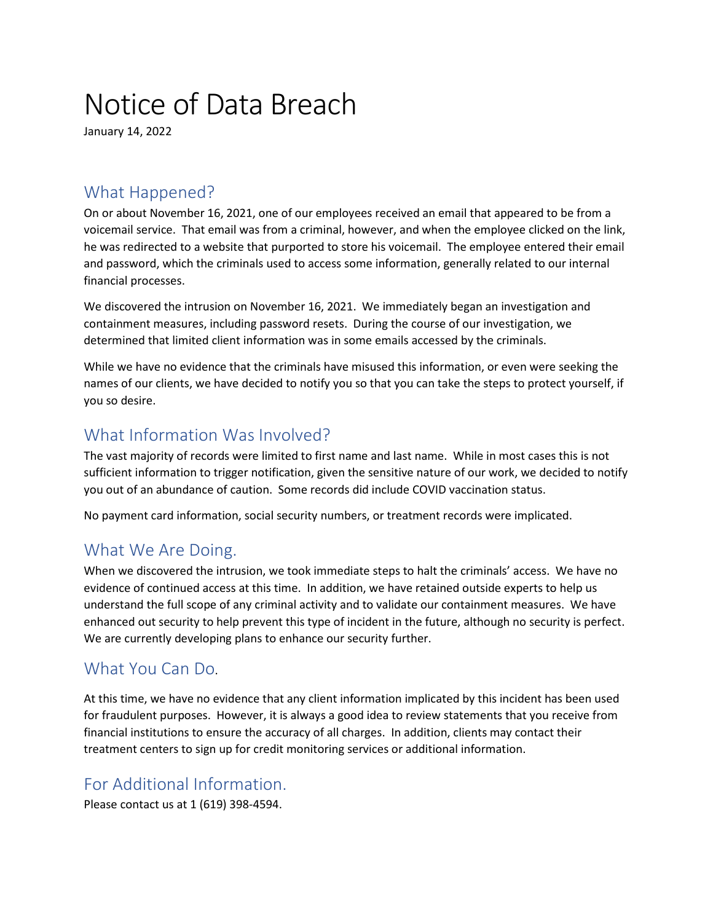# Notice of Data Breach

January 14, 2022

## What Happened?

On or about November 16, 2021, one of our employees received an email that appeared to be from a voicemail service. That email was from a criminal, however, and when the employee clicked on the link, he was redirected to a website that purported to store his voicemail. The employee entered their email and password, which the criminals used to access some information, generally related to our internal financial processes.

We discovered the intrusion on November 16, 2021. We immediately began an investigation and containment measures, including password resets. During the course of our investigation, we determined that limited client information was in some emails accessed by the criminals.

While we have no evidence that the criminals have misused this information, or even were seeking the names of our clients, we have decided to notify you so that you can take the steps to protect yourself, if you so desire.

## What Information Was Involved?

The vast majority of records were limited to first name and last name. While in most cases this is not sufficient information to trigger notification, given the sensitive nature of our work, we decided to notify you out of an abundance of caution. Some records did include COVID vaccination status.

No payment card information, social security numbers, or treatment records were implicated.

## What We Are Doing.

When we discovered the intrusion, we took immediate steps to halt the criminals' access. We have no evidence of continued access at this time. In addition, we have retained outside experts to help us understand the full scope of any criminal activity and to validate our containment measures. We have enhanced out security to help prevent this type of incident in the future, although no security is perfect. We are currently developing plans to enhance our security further.

## What You Can Do.

At this time, we have no evidence that any client information implicated by this incident has been used for fraudulent purposes. However, it is always a good idea to review statements that you receive from financial institutions to ensure the accuracy of all charges. In addition, clients may contact their treatment centers to sign up for credit monitoring services or additional information.

## For Additional Information.

Please contact us at 1 (619) 398-4594.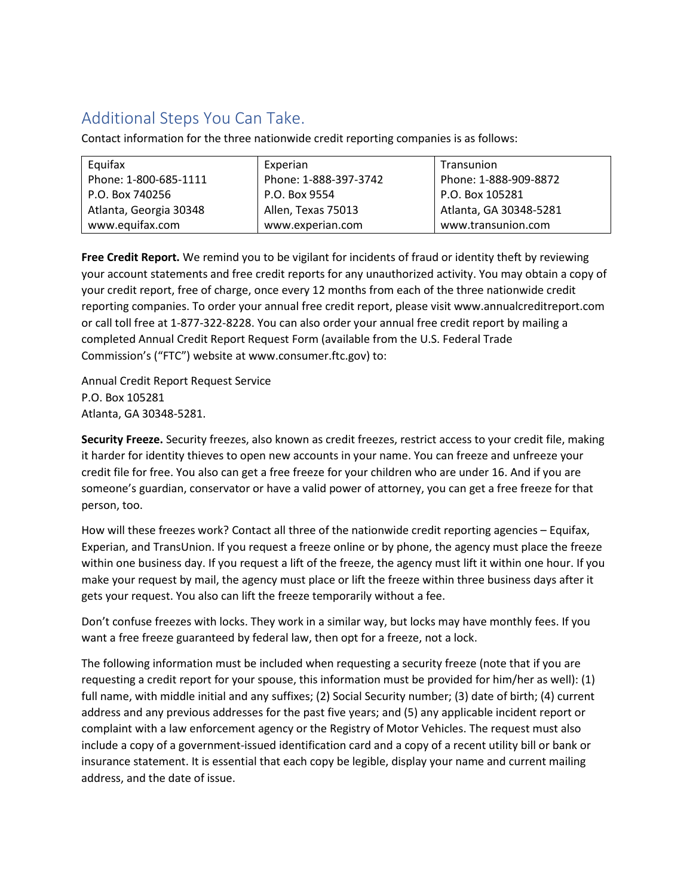## Additional Steps You Can Take.

Contact information for the three nationwide credit reporting companies is as follows:

| Equifax | Experian | Transunion |
|---|---|---|
| Phone: 1-800-685-1111 | Phone: 1-888-397-3742 | Phone: 1-888-909-8872 |
| P.O. Box 740256 | P.O. Box 9554 | P.O. Box 105281 |
| Atlanta, Georgia 30348 | Allen, Texas 75013 | Atlanta, GA 30348-5281 |
| www.equifax.com | www.experian.com | www.transunion.com |

**Free Credit Report.** We remind you to be vigilant for incidents of fraud or identity theft by reviewing your account statements and free credit reports for any unauthorized activity. You may obtain a copy of your credit report, free of charge, once every 12 months from each of the three nationwide credit reporting companies. To order your annual free credit report, please visit www.annualcreditreport.com or call toll free at 1-877-322-8228. You can also order your annual free credit report by mailing a completed Annual Credit Report Request Form (available from the U.S. Federal Trade Commission's ("FTC") website at www.consumer.ftc.gov) to:

Annual Credit Report Request Service
P.O. Box 105281
Atlanta, GA 30348-5281.

**Security Freeze.** Security freezes, also known as credit freezes, restrict access to your credit file, making it harder for identity thieves to open new accounts in your name. You can freeze and unfreeze your credit file for free. You also can get a free freeze for your children who are under 16. And if you are someone's guardian, conservator or have a valid power of attorney, you can get a free freeze for that person, too.

How will these freezes work? Contact all three of the nationwide credit reporting agencies – Equifax, Experian, and TransUnion. If you request a freeze online or by phone, the agency must place the freeze within one business day. If you request a lift of the freeze, the agency must lift it within one hour. If you make your request by mail, the agency must place or lift the freeze within three business days after it gets your request. You also can lift the freeze temporarily without a fee.

Don't confuse freezes with locks. They work in a similar way, but locks may have monthly fees. If you want a free freeze guaranteed by federal law, then opt for a freeze, not a lock.

The following information must be included when requesting a security freeze (note that if you are requesting a credit report for your spouse, this information must be provided for him/her as well): (1) full name, with middle initial and any suffixes; (2) Social Security number; (3) date of birth; (4) current address and any previous addresses for the past five years; and (5) any applicable incident report or complaint with a law enforcement agency or the Registry of Motor Vehicles. The request must also include a copy of a government-issued identification card and a copy of a recent utility bill or bank or insurance statement. It is essential that each copy be legible, display your name and current mailing address, and the date of issue.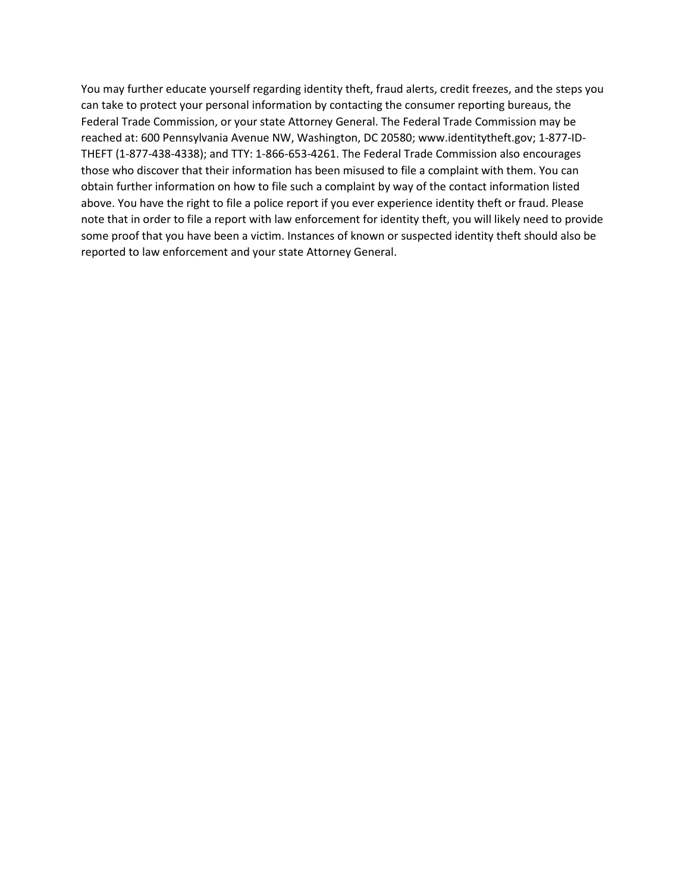You may further educate yourself regarding identity theft, fraud alerts, credit freezes, and the steps you can take to protect your personal information by contacting the consumer reporting bureaus, the Federal Trade Commission, or your state Attorney General. The Federal Trade Commission may be reached at: 600 Pennsylvania Avenue NW, Washington, DC 20580; www.identitytheft.gov; 1-877-ID-THEFT (1-877-438-4338); and TTY: 1-866-653-4261. The Federal Trade Commission also encourages those who discover that their information has been misused to file a complaint with them. You can obtain further information on how to file such a complaint by way of the contact information listed above. You have the right to file a police report if you ever experience identity theft or fraud. Please note that in order to file a report with law enforcement for identity theft, you will likely need to provide some proof that you have been a victim. Instances of known or suspected identity theft should also be reported to law enforcement and your state Attorney General.